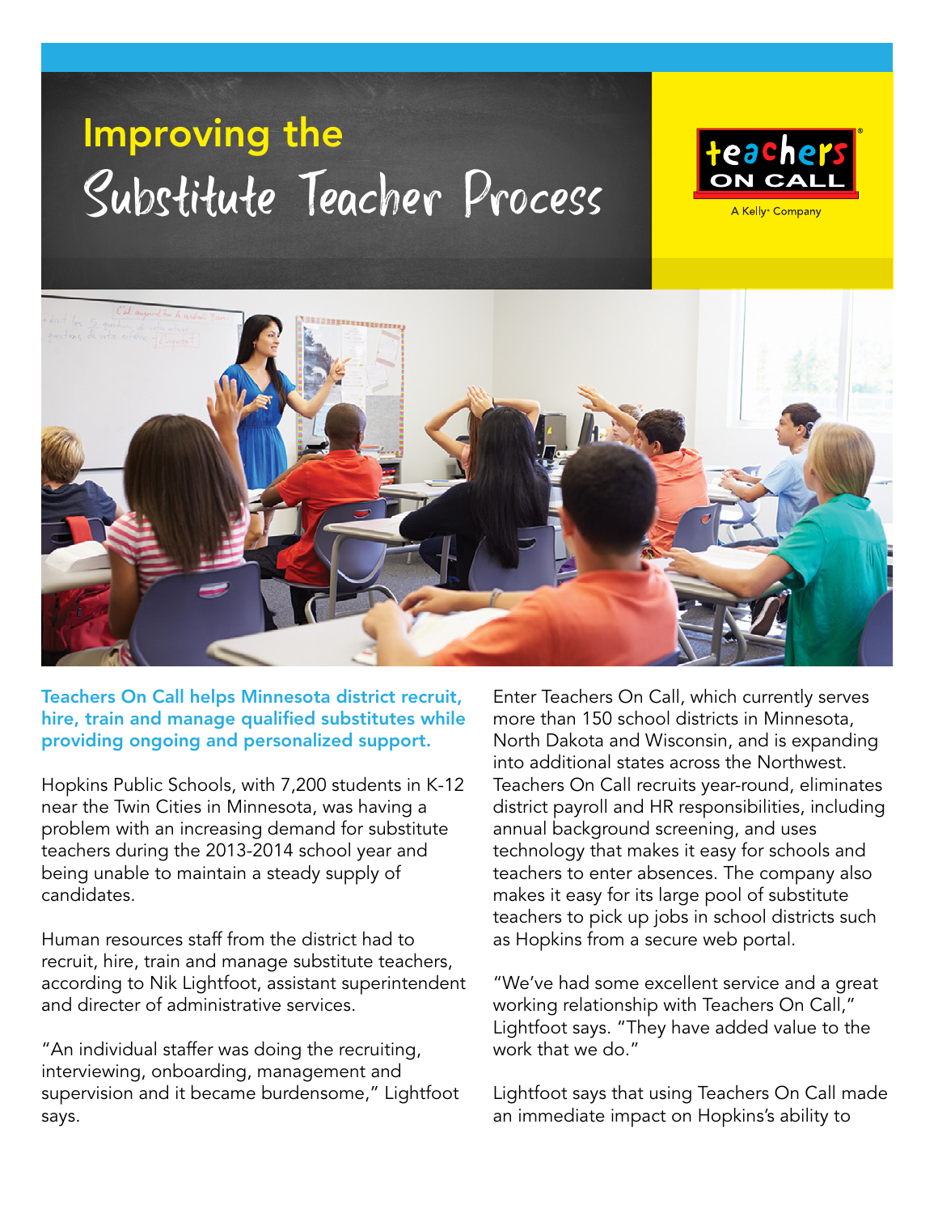# Improving the Substitute Teacher Process

teachers ON CALL

A Kelly® Company

**Teachers On Call helps Minnesota district recruit, hire, train and manage qualified substitutes while providing ongoing and personalized support.**

Hopkins Public Schools, with 7,200 students in K-12 near the Twin Cities in Minnesota, was having a problem with an increasing demand for substitute teachers during the 2013-2014 school year and being unable to maintain a steady supply of candidates.

Human resources staff from the district had to recruit, hire, train and manage substitute teachers, according to Nik Lightfoot, assistant superintendent and directer of administrative services.

"An individual staffer was doing the recruiting, interviewing, onboarding, management and supervision and it became burdensome," Lightfoot says.

Enter Teachers On Call, which currently serves more than 150 school districts in Minnesota, North Dakota and Wisconsin, and is expanding into additional states across the Northwest. Teachers On Call recruits year-round, eliminates district payroll and HR responsibilities, including annual background screening, and uses technology that makes it easy for schools and teachers to enter absences. The company also makes it easy for its large pool of substitute teachers to pick up jobs in school districts such as Hopkins from a secure web portal.

"We've had some excellent service and a great working relationship with Teachers On Call," Lightfoot says. "They have added value to the work that we do."

Lightfoot says that using Teachers On Call made an immediate impact on Hopkins's ability to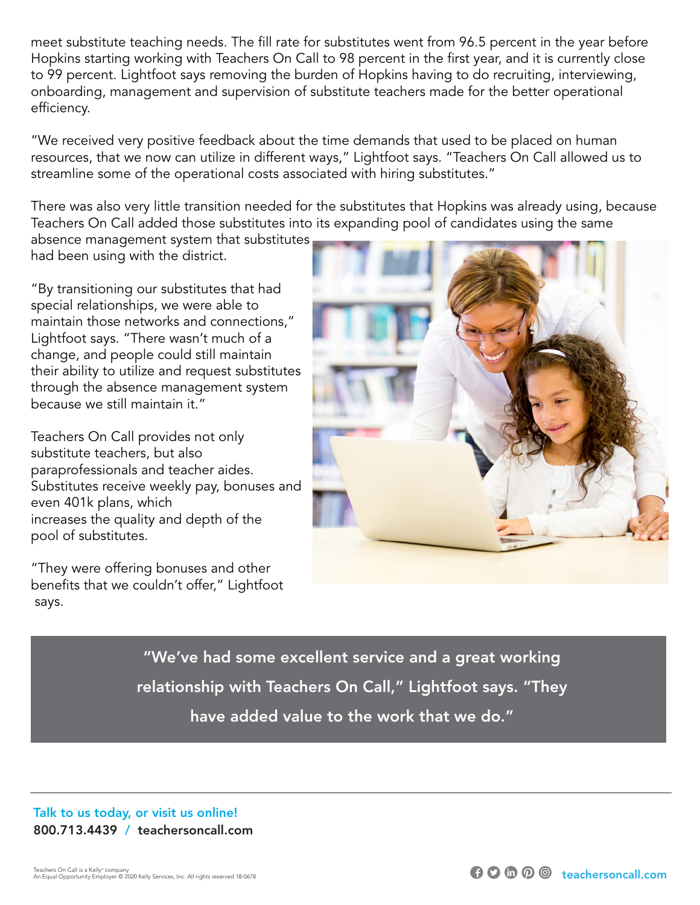meet substitute teaching needs. The fill rate for substitutes went from 96.5 percent in the year before Hopkins starting working with Teachers On Call to 98 percent in the first year, and it is currently close to 99 percent. Lightfoot says removing the burden of Hopkins having to do recruiting, interviewing, onboarding, management and supervision of substitute teachers made for the better operational efficiency.

"We received very positive feedback about the time demands that used to be placed on human resources, that we now can utilize in different ways," Lightfoot says. "Teachers On Call allowed us to streamline some of the operational costs associated with hiring substitutes."

There was also very little transition needed for the substitutes that Hopkins was already using, because Teachers On Call added those substitutes into its expanding pool of candidates using the same absence management system that substitutes had been using with the district.

"By transitioning our substitutes that had special relationships, we were able to maintain those networks and connections," Lightfoot says. "There wasn't much of a change, and people could still maintain their ability to utilize and request substitutes through the absence management system because we still maintain it."

Teachers On Call provides not only substitute teachers, but also paraprofessionals and teacher aides. Substitutes receive weekly pay, bonuses and even 401k plans, which increases the quality and depth of the pool of substitutes.

"They were offering bonuses and other benefits that we couldn't offer," Lightfoot says.

**"We've had some excellent service and a great working relationship with Teachers On Call," Lightfoot says. "They have added value to the work that we do."**

**Talk to us today, or visit us online!**
**800.713.4439 / teachersoncall.com**

Teachers On Call is a Kelly® company
An Equal Opportunity Employer © 2020 Kelly Services, Inc. All rights reserved 18-0678

teachersoncall.com